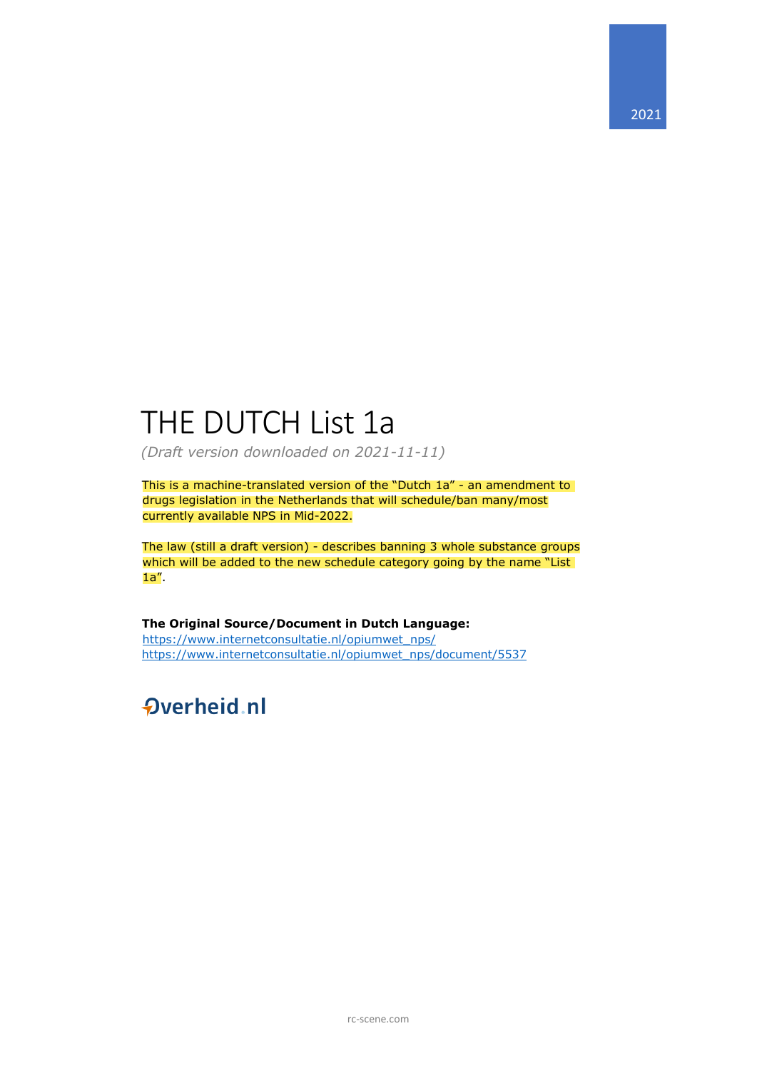2021

# THE DUTCH List 1a

*(Draft version downloaded on 2021-11-11)*

This is a machine-translated version of the "Dutch 1a" - an amendment to drugs legislation in the Netherlands that will schedule/ban many/most currently available NPS in Mid-2022.

The law (still a draft version) - describes banning 3 whole substance groups which will be added to the new schedule category going by the name "List 1a".

**The Original Source/Document in Dutch Language:**
https://www.internetconsultatie.nl/opiumwet_nps/
https://www.internetconsultatie.nl/opiumwet_nps/document/5537

Overheid.nl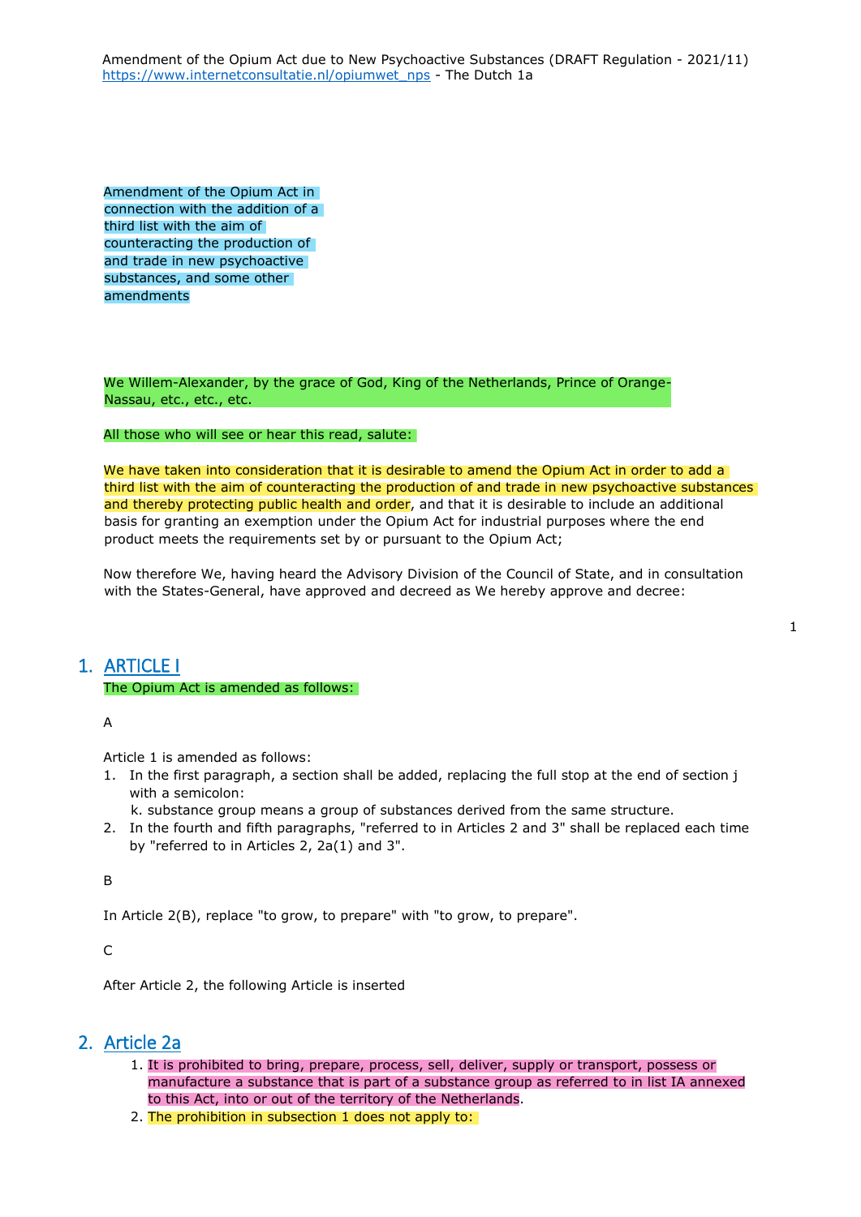Amendment of the Opium Act in connection with the addition of a third list with the aim of counteracting the production of and trade in new psychoactive substances, and some other amendments

We Willem-Alexander, by the grace of God, King of the Netherlands, Prince of Orange-Nassau, etc., etc., etc.

All those who will see or hear this read, salute:

We have taken into consideration that it is desirable to amend the Opium Act in order to add a third list with the aim of counteracting the production of and trade in new psychoactive substances and thereby protecting public health and order, and that it is desirable to include an additional basis for granting an exemption under the Opium Act for industrial purposes where the end product meets the requirements set by or pursuant to the Opium Act;

Now therefore We, having heard the Advisory Division of the Council of State, and in consultation with the States-General, have approved and decreed as We hereby approve and decree:

# 1. ARTICLE I

The Opium Act is amended as follows:

A

Article 1 is amended as follows:

1. In the first paragraph, a section shall be added, replacing the full stop at the end of section j with a semicolon:
   k. substance group means a group of substances derived from the same structure.
2. In the fourth and fifth paragraphs, "referred to in Articles 2 and 3" shall be replaced each time by "referred to in Articles 2, 2a(1) and 3".

B

In Article 2(B), replace "to grow, to prepare" with "to grow, to prepare".

C

After Article 2, the following Article is inserted

# 2. Article 2a

1. It is prohibited to bring, prepare, process, sell, deliver, supply or transport, possess or manufacture a substance that is part of a substance group as referred to in list IA annexed to this Act, into or out of the territory of the Netherlands.
2. The prohibition in subsection 1 does not apply to: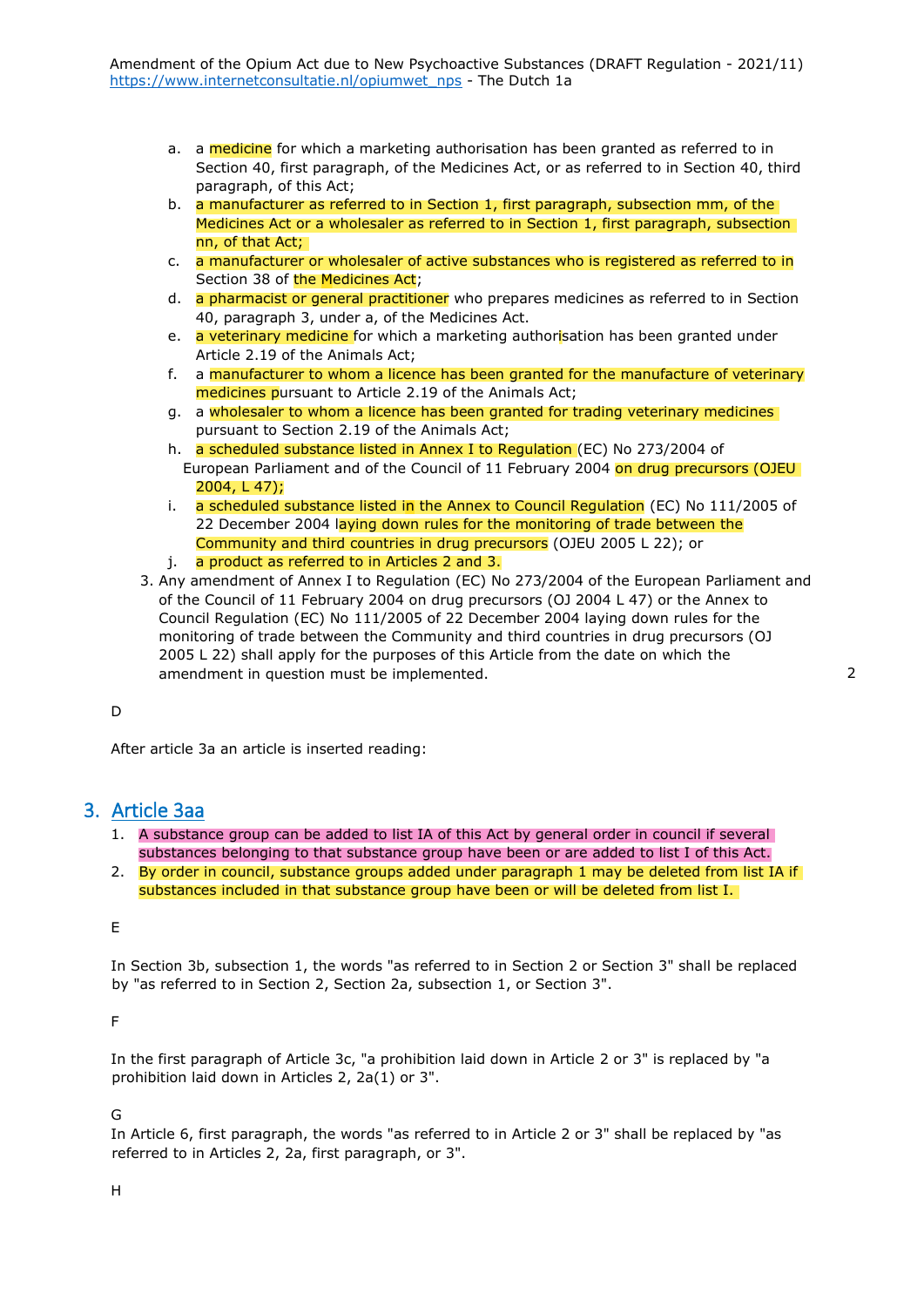a. a medicine for which a marketing authorisation has been granted as referred to in Section 40, first paragraph, of the Medicines Act, or as referred to in Section 40, third paragraph, of this Act;
b. a manufacturer as referred to in Section 1, first paragraph, subsection mm, of the Medicines Act or a wholesaler as referred to in Section 1, first paragraph, subsection nn, of that Act;
c. a manufacturer or wholesaler of active substances who is registered as referred to in Section 38 of the Medicines Act;
d. a pharmacist or general practitioner who prepares medicines as referred to in Section 40, paragraph 3, under a, of the Medicines Act.
e. a veterinary medicine for which a marketing authorisation has been granted under Article 2.19 of the Animals Act;
f. a manufacturer to whom a licence has been granted for the manufacture of veterinary medicines pursuant to Article 2.19 of the Animals Act;
g. a wholesaler to whom a licence has been granted for trading veterinary medicines pursuant to Section 2.19 of the Animals Act;
h. a scheduled substance listed in Annex I to Regulation (EC) No 273/2004 of European Parliament and of the Council of 11 February 2004 on drug precursors (OJEU 2004, L 47);
i. a scheduled substance listed in the Annex to Council Regulation (EC) No 111/2005 of 22 December 2004 laying down rules for the monitoring of trade between the Community and third countries in drug precursors (OJEU 2005 L 22); or
j. a product as referred to in Articles 2 and 3.

3. Any amendment of Annex I to Regulation (EC) No 273/2004 of the European Parliament and of the Council of 11 February 2004 on drug precursors (OJ 2004 L 47) or the Annex to Council Regulation (EC) No 111/2005 of 22 December 2004 laying down rules for the monitoring of trade between the Community and third countries in drug precursors (OJ 2005 L 22) shall apply for the purposes of this Article from the date on which the amendment in question must be implemented.

D

After article 3a an article is inserted reading:

## 3. Article 3aa

1. A substance group can be added to list IA of this Act by general order in council if several substances belonging to that substance group have been or are added to list I of this Act.
2. By order in council, substance groups added under paragraph 1 may be deleted from list IA if substances included in that substance group have been or will be deleted from list I.

E

In Section 3b, subsection 1, the words "as referred to in Section 2 or Section 3" shall be replaced by "as referred to in Section 2, Section 2a, subsection 1, or Section 3".

F

In the first paragraph of Article 3c, "a prohibition laid down in Article 2 or 3" is replaced by "a prohibition laid down in Articles 2, 2a(1) or 3".

G

In Article 6, first paragraph, the words "as referred to in Article 2 or 3" shall be replaced by "as referred to in Articles 2, 2a, first paragraph, or 3".

H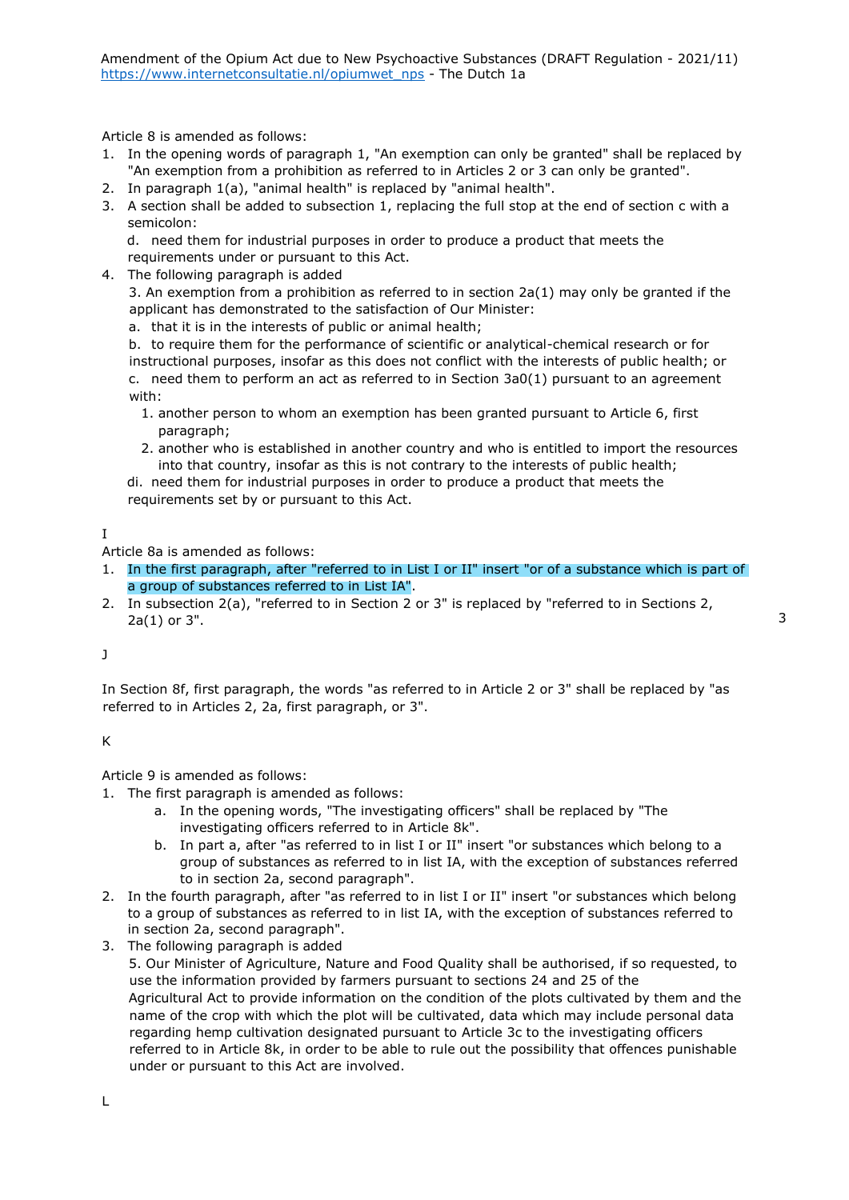Article 8 is amended as follows:

1. In the opening words of paragraph 1, "An exemption can only be granted" shall be replaced by "An exemption from a prohibition as referred to in Articles 2 or 3 can only be granted".
2. In paragraph 1(a), "animal health" is replaced by "animal health".
3. A section shall be added to subsection 1, replacing the full stop at the end of section c with a semicolon:
   d. need them for industrial purposes in order to produce a product that meets the requirements under or pursuant to this Act.
4. The following paragraph is added
   3. An exemption from a prohibition as referred to in section 2a(1) may only be granted if the applicant has demonstrated to the satisfaction of Our Minister:
   a. that it is in the interests of public or animal health;
   b. to require them for the performance of scientific or analytical-chemical research or for instructional purposes, insofar as this does not conflict with the interests of public health; or
   c. need them to perform an act as referred to in Section 3a0(1) pursuant to an agreement with:
      1. another person to whom an exemption has been granted pursuant to Article 6, first paragraph;
      2. another who is established in another country and who is entitled to import the resources into that country, insofar as this is not contrary to the interests of public health;
   di. need them for industrial purposes in order to produce a product that meets the requirements set by or pursuant to this Act.

I

Article 8a is amended as follows:

1. In the first paragraph, after "referred to in List I or II" insert "or of a substance which is part of a group of substances referred to in List IA".
2. In subsection 2(a), "referred to in Section 2 or 3" is replaced by "referred to in Sections 2, 2a(1) or 3".

J

In Section 8f, first paragraph, the words "as referred to in Article 2 or 3" shall be replaced by "as referred to in Articles 2, 2a, first paragraph, or 3".

K

Article 9 is amended as follows:

1. The first paragraph is amended as follows:
   a. In the opening words, "The investigating officers" shall be replaced by "The investigating officers referred to in Article 8k".
   b. In part a, after "as referred to in list I or II" insert "or substances which belong to a group of substances as referred to in list IA, with the exception of substances referred to in section 2a, second paragraph".
2. In the fourth paragraph, after "as referred to in list I or II" insert "or substances which belong to a group of substances as referred to in list IA, with the exception of substances referred to in section 2a, second paragraph".
3. The following paragraph is added
   5. Our Minister of Agriculture, Nature and Food Quality shall be authorised, if so requested, to use the information provided by farmers pursuant to sections 24 and 25 of the Agricultural Act to provide information on the condition of the plots cultivated by them and the name of the crop with which the plot will be cultivated, data which may include personal data regarding hemp cultivation designated pursuant to Article 3c to the investigating officers referred to in Article 8k, in order to be able to rule out the possibility that offences punishable under or pursuant to this Act are involved.

L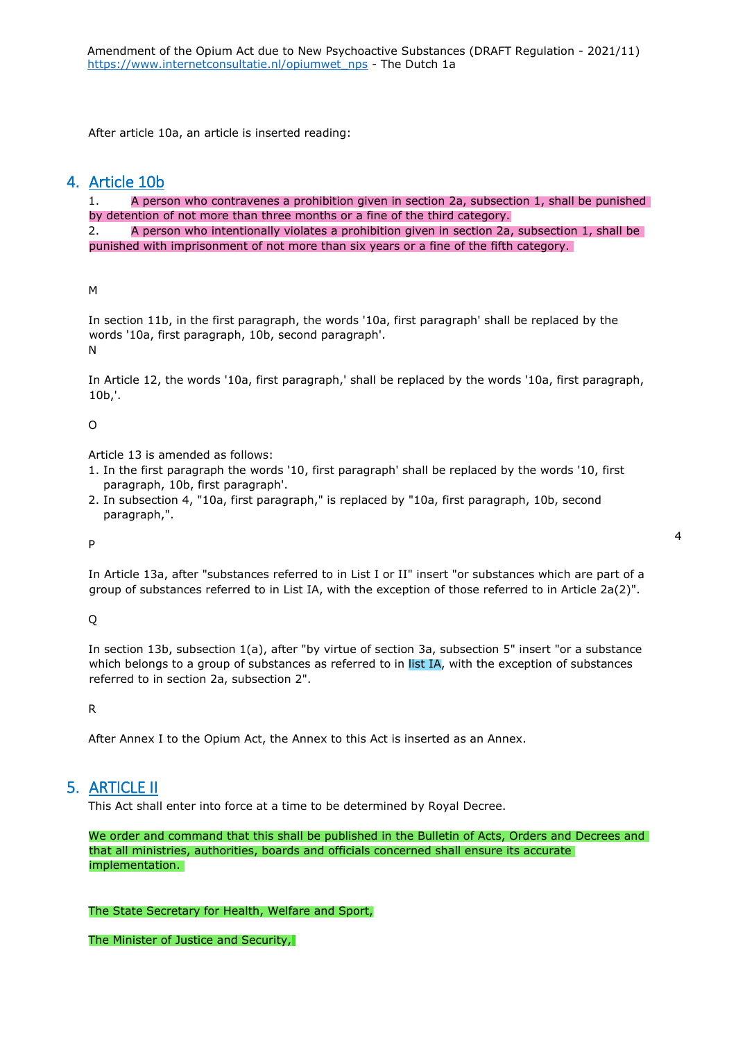After article 10a, an article is inserted reading:

## 4. Article 10b

1. A person who contravenes a prohibition given in section 2a, subsection 1, shall be punished by detention of not more than three months or a fine of the third category.
2. A person who intentionally violates a prohibition given in section 2a, subsection 1, shall be punished with imprisonment of not more than six years or a fine of the fifth category.

M

In section 11b, in the first paragraph, the words '10a, first paragraph' shall be replaced by the words '10a, first paragraph, 10b, second paragraph'.

N

In Article 12, the words '10a, first paragraph,' shall be replaced by the words '10a, first paragraph, 10b,'.

O

Article 13 is amended as follows:

1. In the first paragraph the words '10, first paragraph' shall be replaced by the words '10, first paragraph, 10b, first paragraph'.
2. In subsection 4, "10a, first paragraph," is replaced by "10a, first paragraph, 10b, second paragraph,".

P

In Article 13a, after "substances referred to in List I or II" insert "or substances which are part of a group of substances referred to in List IA, with the exception of those referred to in Article 2a(2)".

Q

In section 13b, subsection 1(a), after "by virtue of section 3a, subsection 5" insert "or a substance which belongs to a group of substances as referred to in list IA, with the exception of substances referred to in section 2a, subsection 2".

R

After Annex I to the Opium Act, the Annex to this Act is inserted as an Annex.

## 5. ARTICLE II

This Act shall enter into force at a time to be determined by Royal Decree.

We order and command that this shall be published in the Bulletin of Acts, Orders and Decrees and that all ministries, authorities, boards and officials concerned shall ensure its accurate implementation.

The State Secretary for Health, Welfare and Sport,

The Minister of Justice and Security,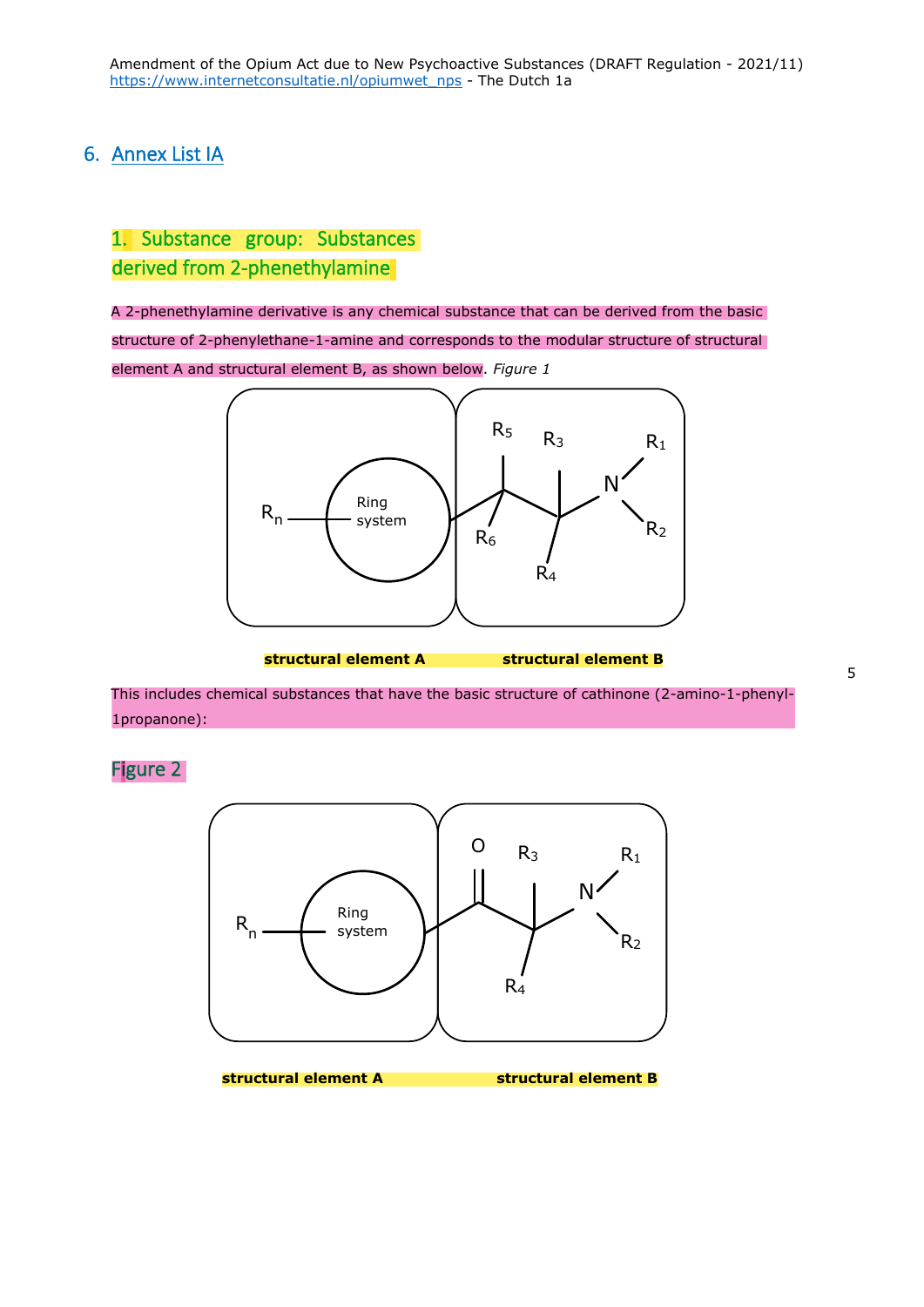## 6. Annex List IA

### 1. Substance group: Substances derived from 2-phenethylamine

A 2-phenethylamine derivative is any chemical substance that can be derived from the basic structure of 2-phenylethane-1-amine and corresponds to the modular structure of structural element A and structural element B, as shown below. *Figure 1*

**structural element A** **structural element B**

This includes chemical substances that have the basic structure of cathinone (2-amino-1-phenyl-1propanone):

### Figure 2

**structural element A** **structural element B**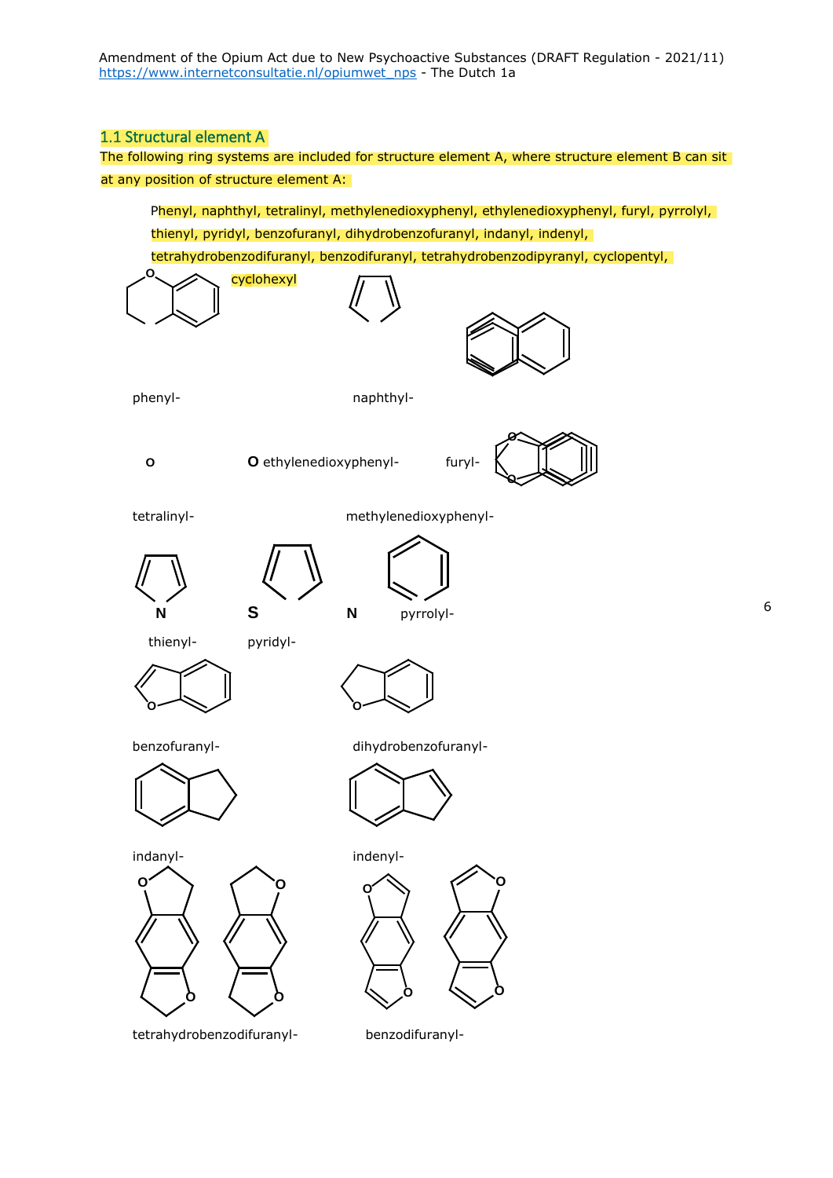## 1.1 Structural element A

The following ring systems are included for structure element A, where structure element B can sit at any position of structure element A:

Phenyl, naphthyl, tetralinyl, methylenedioxyphenyl, ethylenedioxyphenyl, furyl, pyrrolyl, thienyl, pyridyl, benzofuranyl, dihydrobenzofuranyl, indanyl, indenyl, tetrahydrobenzodifuranyl, benzodifuranyl, tetrahydrobenzodipyranyl, cyclopentyl, cyclohexyl

phenyl-

naphthyl-

O

O ethylenedioxyphenyl-

furyl-

tetralinyl-

methylenedioxyphenyl-

N

S

N

pyrrolyl-

thienyl-

pyridyl-

benzofuranyl-

dihydrobenzofuranyl-

indanyl-

indenyl-

tetrahydrobenzodifuranyl-

benzodifuranyl-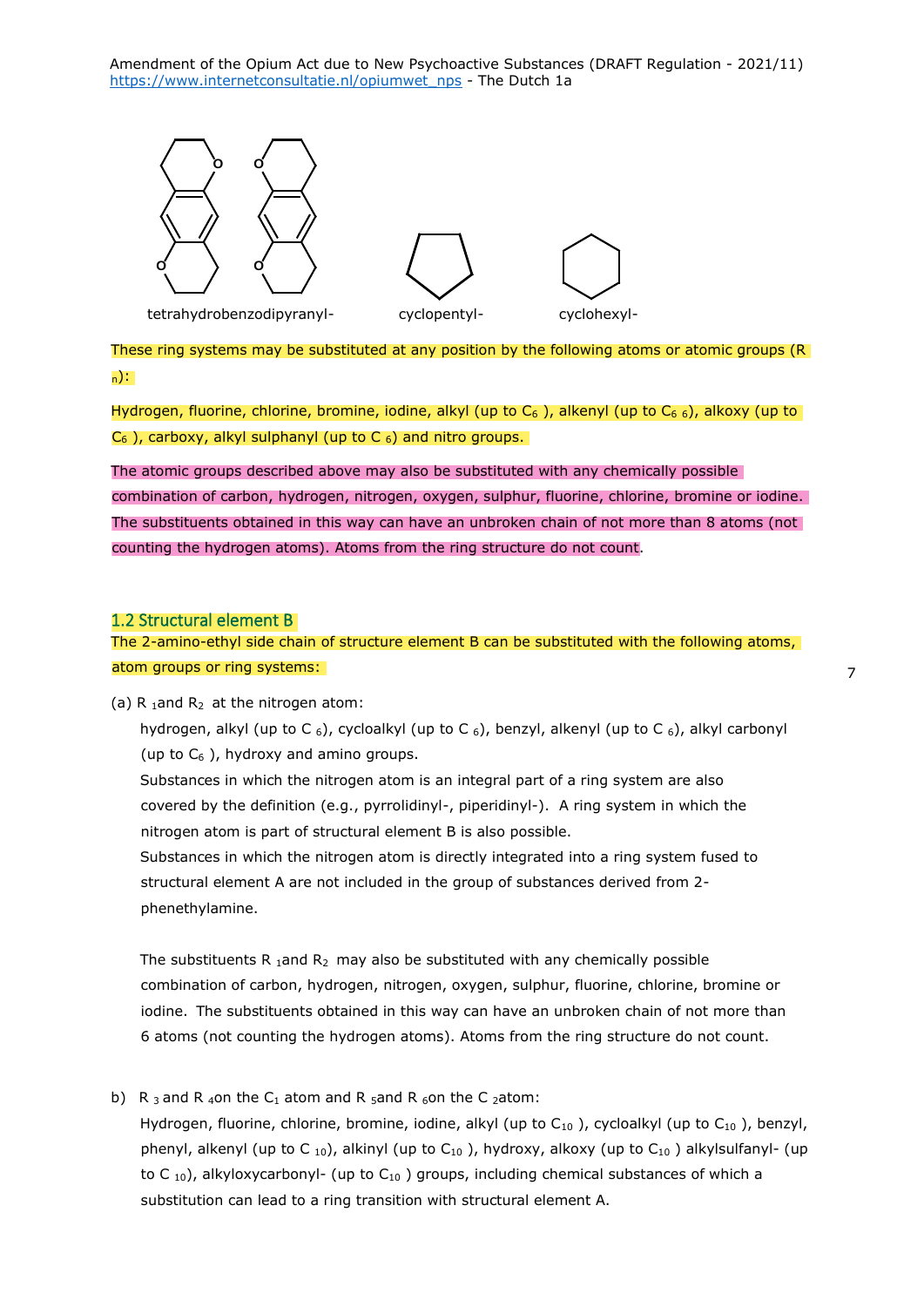tetrahydrobenzodipyranyl- cyclopentyl- cyclohexyl-

These ring systems may be substituted at any position by the following atoms or atomic groups ($R_n$):

Hydrogen, fluorine, chlorine, bromine, iodine, alkyl (up to $C_6$ ), alkenyl (up to $C_6$ $_6$), alkoxy (up to $C_6$ ), carboxy, alkyl sulphanyl (up to $C_6$) and nitro groups.

The atomic groups described above may also be substituted with any chemically possible combination of carbon, hydrogen, nitrogen, oxygen, sulphur, fluorine, chlorine, bromine or iodine. The substituents obtained in this way can have an unbroken chain of not more than 8 atoms (not counting the hydrogen atoms). Atoms from the ring structure do not count.

## 1.2 Structural element B

The 2-amino-ethyl side chain of structure element B can be substituted with the following atoms, atom groups or ring systems:

(a) $R_1$ and $R_2$ at the nitrogen atom:

hydrogen, alkyl (up to $C_6$), cycloalkyl (up to $C_6$), benzyl, alkenyl (up to $C_6$), alkyl carbonyl (up to $C_6$ ), hydroxy and amino groups.
Substances in which the nitrogen atom is an integral part of a ring system are also covered by the definition (e.g., pyrrolidinyl-, piperidinyl-). A ring system in which the nitrogen atom is part of structural element B is also possible.
Substances in which the nitrogen atom is directly integrated into a ring system fused to structural element A are not included in the group of substances derived from 2-phenethylamine.

The substituents $R_1$ and $R_2$ may also be substituted with any chemically possible combination of carbon, hydrogen, nitrogen, oxygen, sulphur, fluorine, chlorine, bromine or iodine. The substituents obtained in this way can have an unbroken chain of not more than 6 atoms (not counting the hydrogen atoms). Atoms from the ring structure do not count.

b) $R_3$ and $R_4$ on the $C_1$ atom and $R_5$ and $R_6$ on the $C_2$ atom:

Hydrogen, fluorine, chlorine, bromine, iodine, alkyl (up to $C_{10}$ ), cycloalkyl (up to $C_{10}$ ), benzyl, phenyl, alkenyl (up to $C_{10}$), alkinyl (up to $C_{10}$ ), hydroxy, alkoxy (up to $C_{10}$ ) alkylsulfanyl- (up to $C_{10}$), alkyloxycarbonyl- (up to $C_{10}$ ) groups, including chemical substances of which a substitution can lead to a ring transition with structural element A.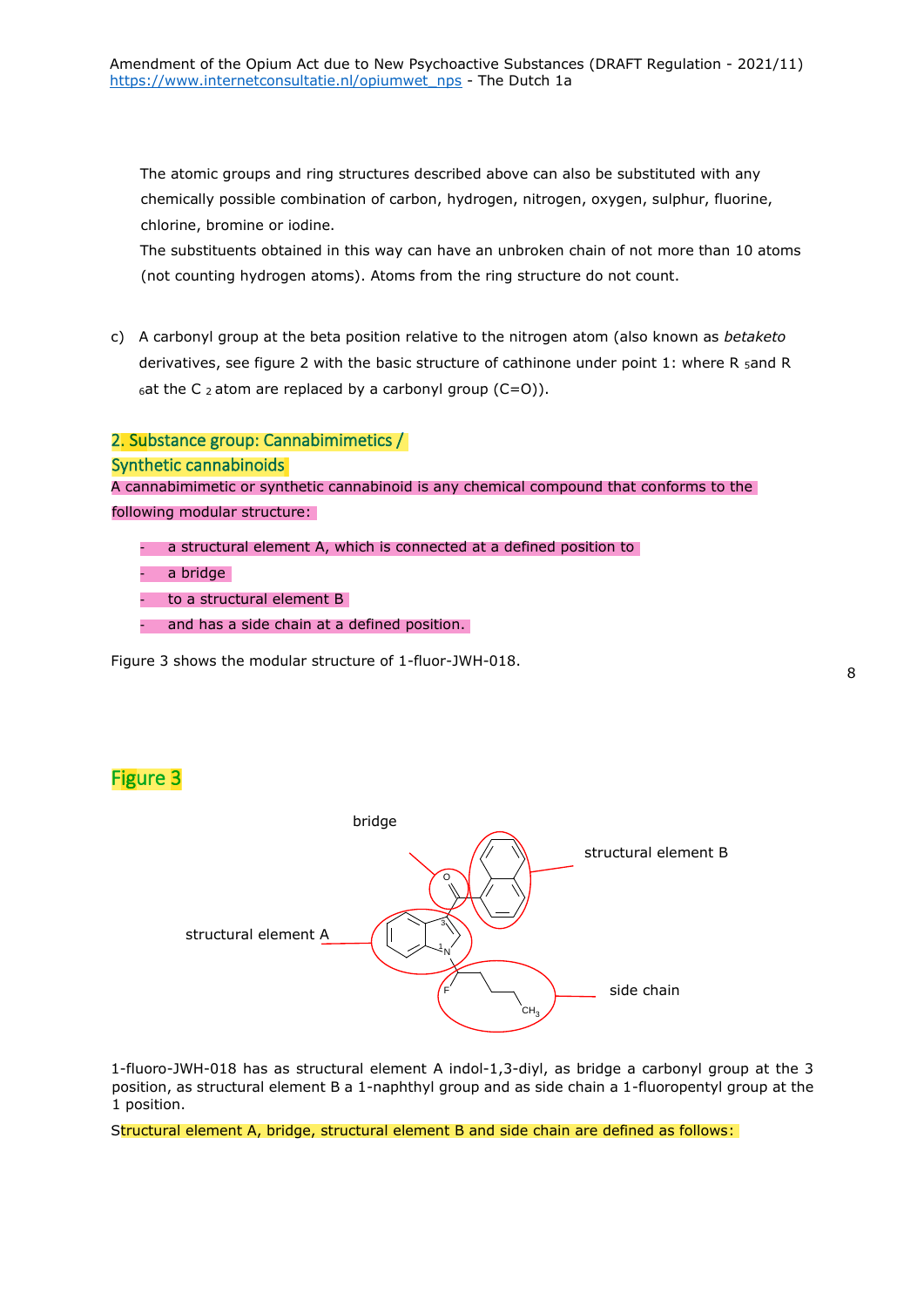The atomic groups and ring structures described above can also be substituted with any chemically possible combination of carbon, hydrogen, nitrogen, oxygen, sulphur, fluorine, chlorine, bromine or iodine.

The substituents obtained in this way can have an unbroken chain of not more than 10 atoms (not counting hydrogen atoms). Atoms from the ring structure do not count.

c) A carbonyl group at the beta position relative to the nitrogen atom (also known as *betaketo* derivatives, see figure 2 with the basic structure of cathinone under point 1: where R $_5$and R $_6$at the C $_2$ atom are replaced by a carbonyl group (C=O)).

## 2. Substance group: Cannabimimetics / Synthetic cannabinoids

A cannabimimetic or synthetic cannabinoid is any chemical compound that conforms to the following modular structure:

- a structural element A, which is connected at a defined position to
- a bridge
- to a structural element B
- and has a side chain at a defined position.

Figure 3 shows the modular structure of 1-fluor-JWH-018.

## Figure 3

1-fluoro-JWH-018 has as structural element A indol-1,3-diyl, as bridge a carbonyl group at the 3 position, as structural element B a 1-naphthyl group and as side chain a 1-fluoropentyl group at the 1 position.

Structural element A, bridge, structural element B and side chain are defined as follows: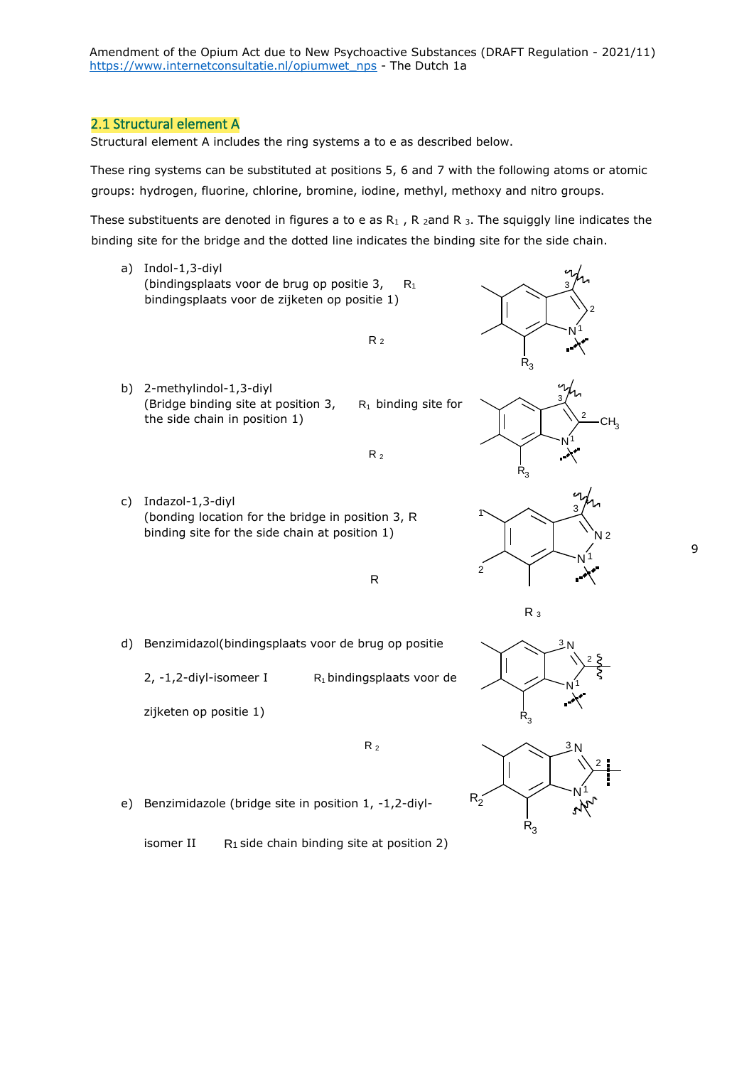## 2.1 Structural element A

Structural element A includes the ring systems a to e as described below.

These ring systems can be substituted at positions 5, 6 and 7 with the following atoms or atomic groups: hydrogen, fluorine, chlorine, bromine, iodine, methyl, methoxy and nitro groups.

These substituents are denoted in figures a to e as $R_1$ , $R_2$ and $R_3$. The squiggly line indicates the binding site for the bridge and the dotted line indicates the binding site for the side chain.

a) Indol-1,3-diyl
(bindingsplaats voor de brug op positie 3, $R_1$ bindingsplaats voor de zijketen op positie 1)

$R_2$

$R_3$

b) 2-methylindol-1,3-diyl
(Bridge binding site at position 3, $R_1$ binding site for the side chain in position 1)

$R_2$

$CH_3$

$R_3$

c) Indazol-1,3-diyl
(bonding location for the bridge in position 3, R binding site for the side chain at position 1)

R

$R_3$

d) Benzimidazol(bindingsplaats voor de brug op positie 2, -1,2-diyl-isomeer I $R_1$ bindingsplaats voor de zijketen op positie 1)

$R_2$

$R_3$

e) Benzimidazole (bridge site in position 1, -1,2-diyl-isomer II $R_1$ side chain binding site at position 2)

$R_2$

$R_3$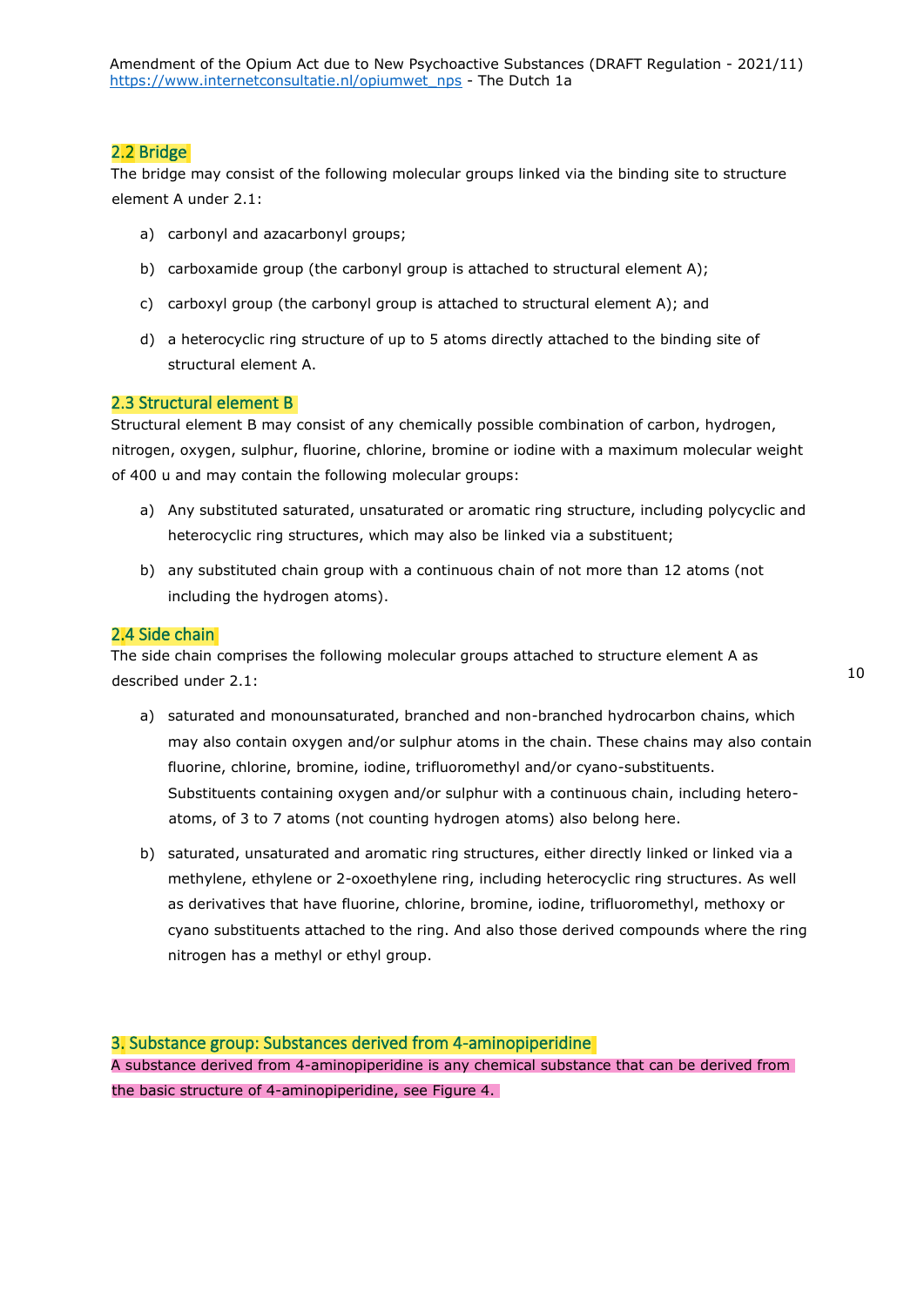### 2.2 Bridge

The bridge may consist of the following molecular groups linked via the binding site to structure element A under 2.1:

a) carbonyl and azacarbonyl groups;

b) carboxamide group (the carbonyl group is attached to structural element A);

c) carboxyl group (the carbonyl group is attached to structural element A); and

d) a heterocyclic ring structure of up to 5 atoms directly attached to the binding site of structural element A.

### 2.3 Structural element B

Structural element B may consist of any chemically possible combination of carbon, hydrogen, nitrogen, oxygen, sulphur, fluorine, chlorine, bromine or iodine with a maximum molecular weight of 400 u and may contain the following molecular groups:

a) Any substituted saturated, unsaturated or aromatic ring structure, including polycyclic and heterocyclic ring structures, which may also be linked via a substituent;

b) any substituted chain group with a continuous chain of not more than 12 atoms (not including the hydrogen atoms).

### 2.4 Side chain

The side chain comprises the following molecular groups attached to structure element A as described under 2.1:

a) saturated and monounsaturated, branched and non-branched hydrocarbon chains, which may also contain oxygen and/or sulphur atoms in the chain. These chains may also contain fluorine, chlorine, bromine, iodine, trifluoromethyl and/or cyano-substituents. Substituents containing oxygen and/or sulphur with a continuous chain, including hetero-atoms, of 3 to 7 atoms (not counting hydrogen atoms) also belong here.

b) saturated, unsaturated and aromatic ring structures, either directly linked or linked via a methylene, ethylene or 2-oxoethylene ring, including heterocyclic ring structures. As well as derivatives that have fluorine, chlorine, bromine, iodine, trifluoromethyl, methoxy or cyano substituents attached to the ring. And also those derived compounds where the ring nitrogen has a methyl or ethyl group.

## 3. Substance group: Substances derived from 4-aminopiperidine

A substance derived from 4-aminopiperidine is any chemical substance that can be derived from the basic structure of 4-aminopiperidine, see Figure 4.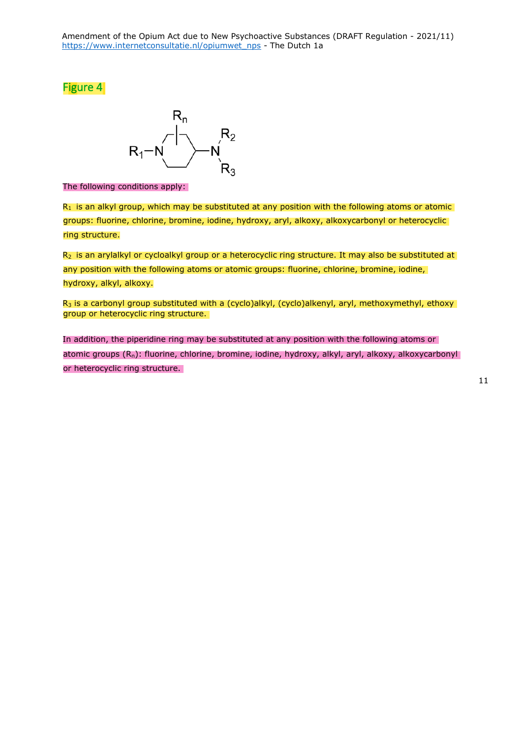## Figure 4

The following conditions apply:

$R_1$ is an alkyl group, which may be substituted at any position with the following atoms or atomic groups: fluorine, chlorine, bromine, iodine, hydroxy, aryl, alkoxy, alkoxycarbonyl or heterocyclic ring structure.

$R_2$ is an arylalkyl or cycloalkyl group or a heterocyclic ring structure. It may also be substituted at any position with the following atoms or atomic groups: fluorine, chlorine, bromine, iodine, hydroxy, alkyl, alkoxy.

$R_3$ is a carbonyl group substituted with a (cyclo)alkyl, (cyclo)alkenyl, aryl, methoxymethyl, ethoxy group or heterocyclic ring structure.

In addition, the piperidine ring may be substituted at any position with the following atoms or atomic groups ($R_n$): fluorine, chlorine, bromine, iodine, hydroxy, alkyl, aryl, alkoxy, alkoxycarbonyl or heterocyclic ring structure.